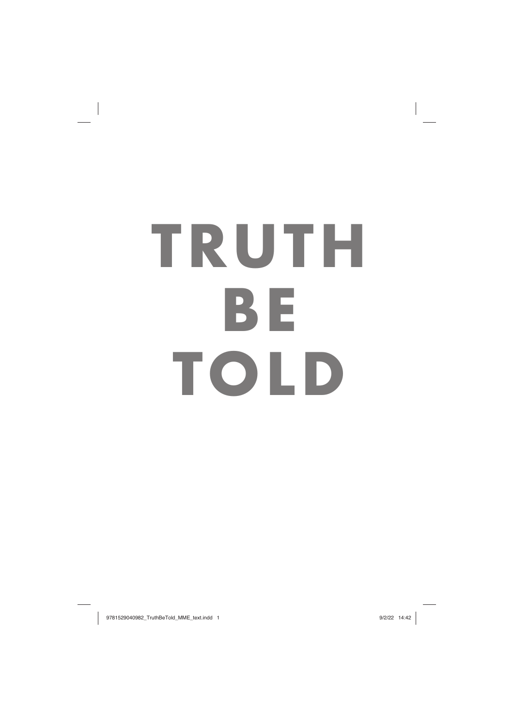# TRUTH BE TOLD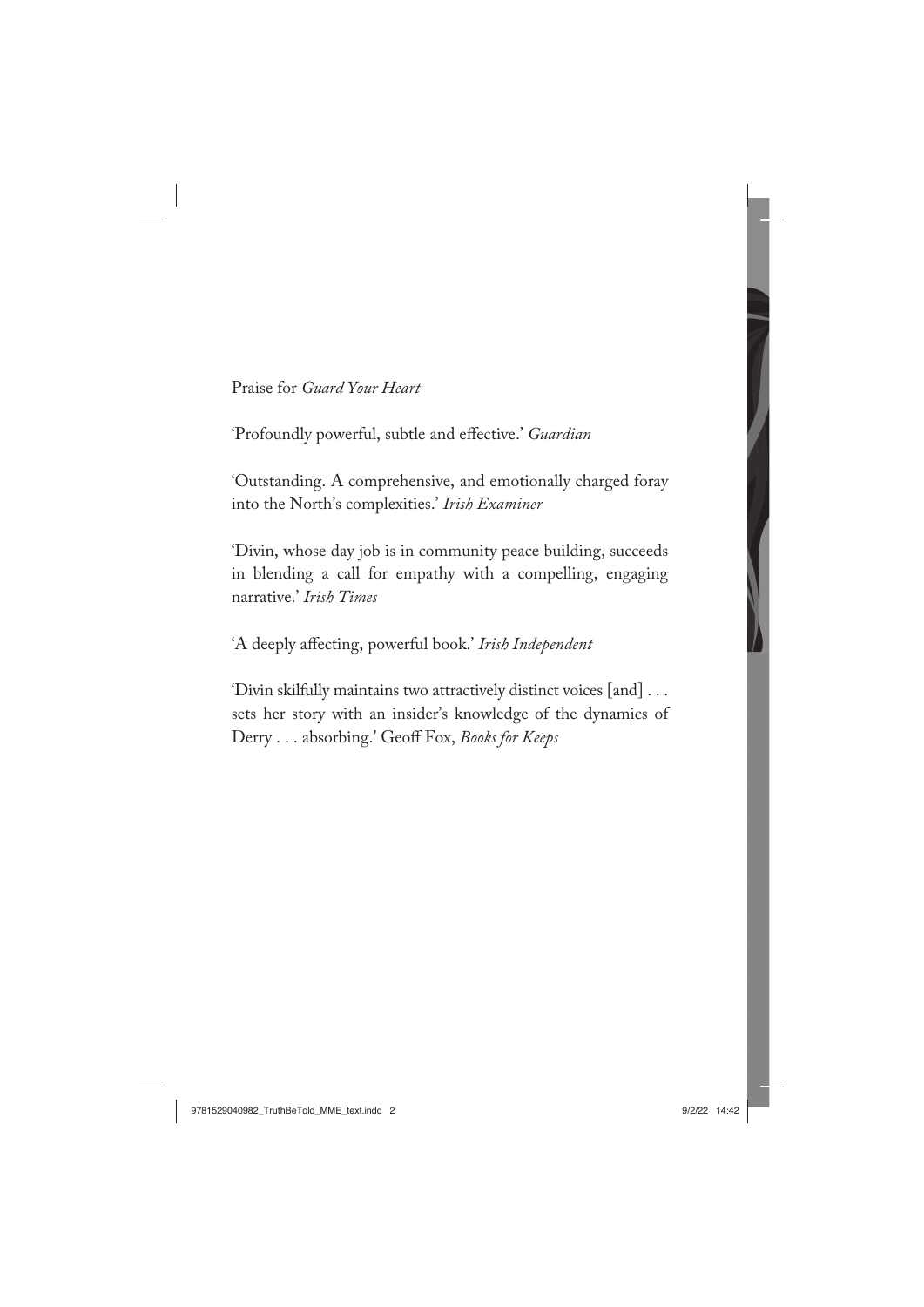Praise for *Guard Your Heart*

'Profoundly powerful, subtle and effective.' *Guardian*

'Outstanding. A comprehensive, and emotionally charged foray into the North's complexities.' *Irish Examiner*

'Divin, whose day job is in community peace building, succeeds in blending a call for empathy with a compelling, engaging narrative.' *Irish Times*

'A deeply affecting, powerful book.' *Irish Independent*

'Divin skilfully maintains two attractively distinct voices [and] . . . sets her story with an insider's knowledge of the dynamics of Derry . . . absorbing.' Geoff Fox, *Books for Keeps*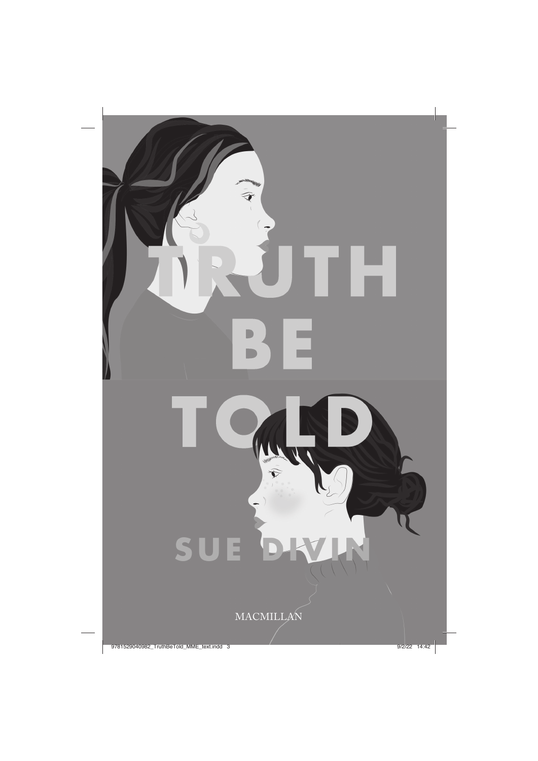# TRUTH BE TOLD

## SUE DIVIN

MACMILLAN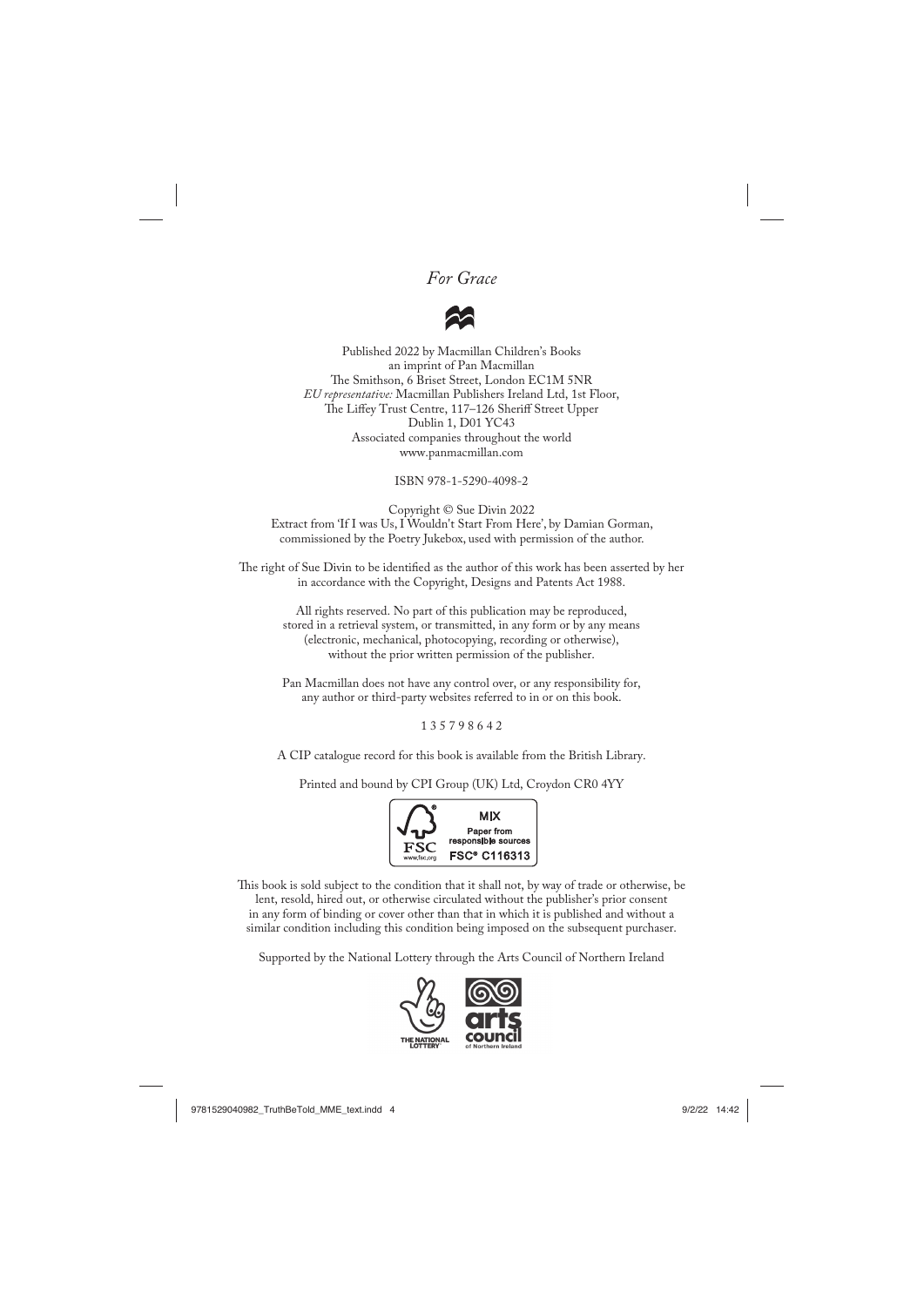*For Grace*

Published 2022 by Macmillan Children's Books
an imprint of Pan Macmillan
The Smithson, 6 Briset Street, London EC1M 5NR
*EU representative:* Macmillan Publishers Ireland Ltd, 1st Floor,
The Liffey Trust Centre, 117–126 Sheriff Street Upper
Dublin 1, D01 YC43
Associated companies throughout the world
www.panmacmillan.com

ISBN 978-1-5290-4098-2

Copyright © Sue Divin 2022
Extract from 'If I was Us, I Wouldn't Start From Here', by Damian Gorman,
commissioned by the Poetry Jukebox, used with permission of the author.

The right of Sue Divin to be identified as the author of this work has been asserted by her
in accordance with the Copyright, Designs and Patents Act 1988.

All rights reserved. No part of this publication may be reproduced,
stored in a retrieval system, or transmitted, in any form or by any means
(electronic, mechanical, photocopying, recording or otherwise),
without the prior written permission of the publisher.

Pan Macmillan does not have any control over, or any responsibility for,
any author or third-party websites referred to in or on this book.

1 3 5 7 9 8 6 4 2

A CIP catalogue record for this book is available from the British Library.

Printed and bound by CPI Group (UK) Ltd, Croydon CR0 4YY

FSC www.fsc.org MIX Paper from responsible sources FSC® C116313

This book is sold subject to the condition that it shall not, by way of trade or otherwise, be
lent, resold, hired out, or otherwise circulated without the publisher's prior consent
in any form of binding or cover other than that in which it is published and without a
similar condition including this condition being imposed on the subsequent purchaser.

Supported by the National Lottery through the Arts Council of Northern Ireland

THE NATIONAL LOTTERY · arts council of Northern Ireland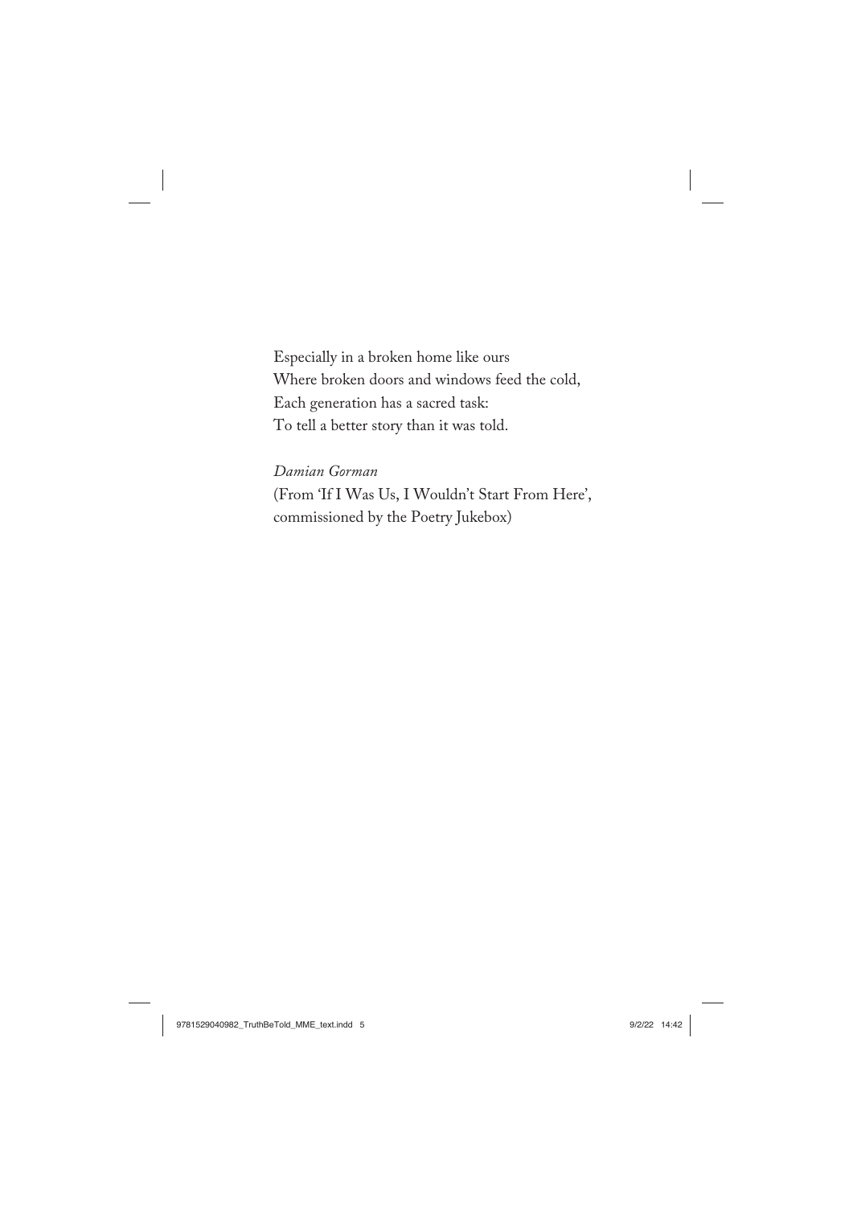Especially in a broken home like ours
Where broken doors and windows feed the cold,
Each generation has a sacred task:
To tell a better story than it was told.

*Damian Gorman*
(From 'If I Was Us, I Wouldn't Start From Here',
commissioned by the Poetry Jukebox)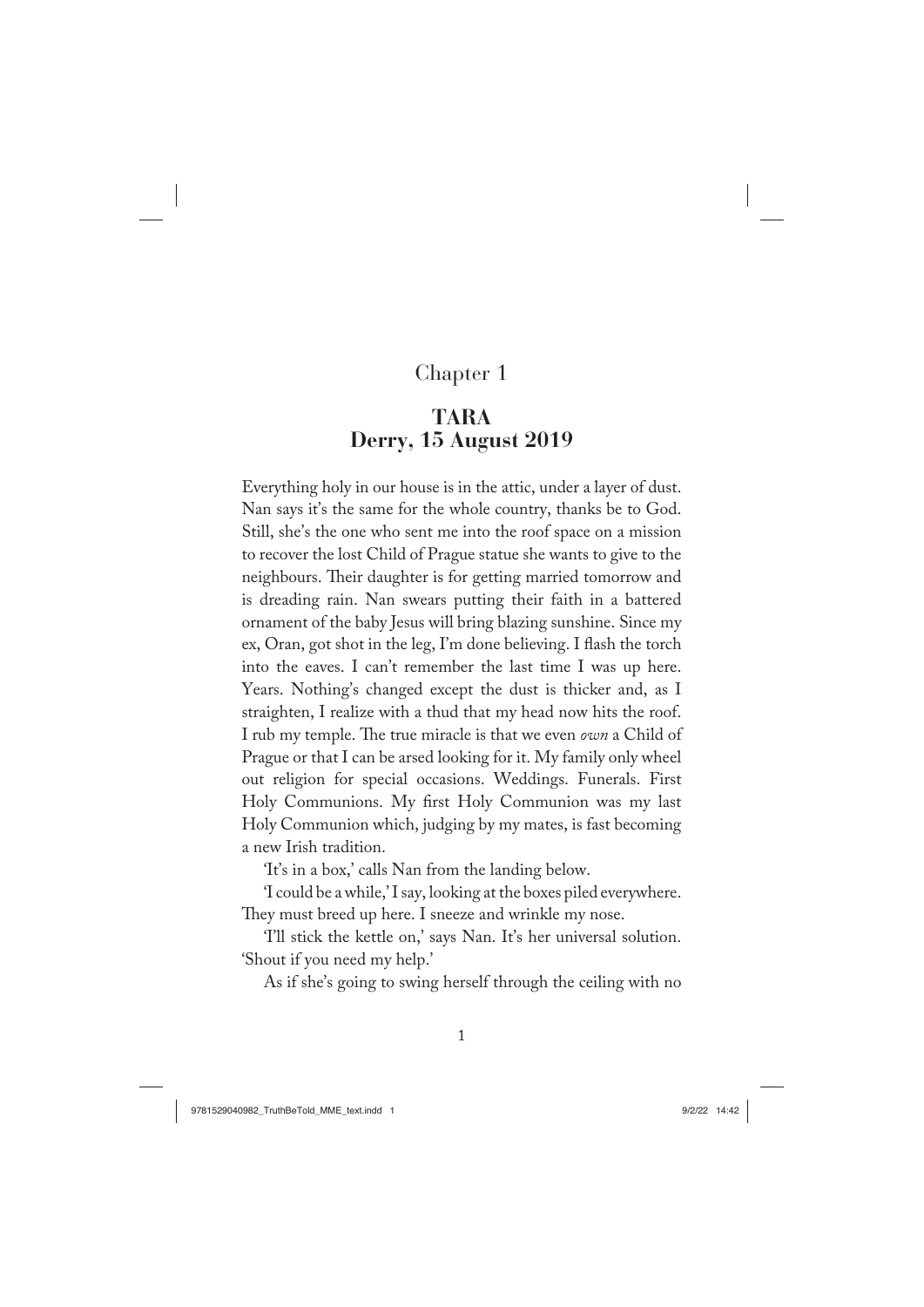# Chapter 1

## TARA
## Derry, 15 August 2019

Everything holy in our house is in the attic, under a layer of dust. Nan says it's the same for the whole country, thanks be to God. Still, she's the one who sent me into the roof space on a mission to recover the lost Child of Prague statue she wants to give to the neighbours. Their daughter is for getting married tomorrow and is dreading rain. Nan swears putting their faith in a battered ornament of the baby Jesus will bring blazing sunshine. Since my ex, Oran, got shot in the leg, I'm done believing. I flash the torch into the eaves. I can't remember the last time I was up here. Years. Nothing's changed except the dust is thicker and, as I straighten, I realize with a thud that my head now hits the roof. I rub my temple. The true miracle is that we even *own* a Child of Prague or that I can be arsed looking for it. My family only wheel out religion for special occasions. Weddings. Funerals. First Holy Communions. My first Holy Communion was my last Holy Communion which, judging by my mates, is fast becoming a new Irish tradition.

'It's in a box,' calls Nan from the landing below.

'I could be a while,' I say, looking at the boxes piled everywhere. They must breed up here. I sneeze and wrinkle my nose.

'I'll stick the kettle on,' says Nan. It's her universal solution. 'Shout if you need my help.'

As if she's going to swing herself through the ceiling with no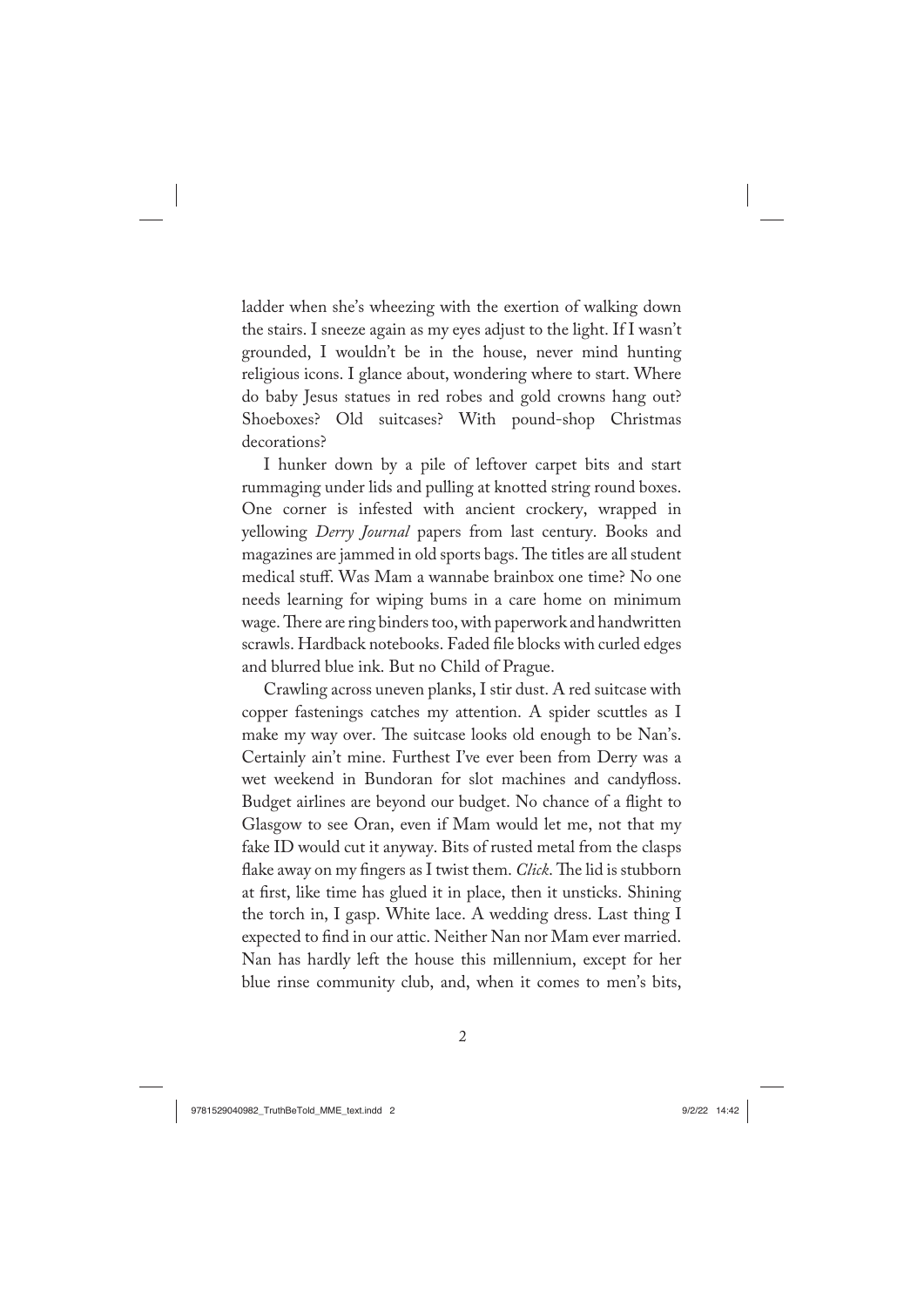ladder when she's wheezing with the exertion of walking down the stairs. I sneeze again as my eyes adjust to the light. If I wasn't grounded, I wouldn't be in the house, never mind hunting religious icons. I glance about, wondering where to start. Where do baby Jesus statues in red robes and gold crowns hang out? Shoeboxes? Old suitcases? With pound-shop Christmas decorations?

I hunker down by a pile of leftover carpet bits and start rummaging under lids and pulling at knotted string round boxes. One corner is infested with ancient crockery, wrapped in yellowing *Derry Journal* papers from last century. Books and magazines are jammed in old sports bags. The titles are all student medical stuff. Was Mam a wannabe brainbox one time? No one needs learning for wiping bums in a care home on minimum wage. There are ring binders too, with paperwork and handwritten scrawls. Hardback notebooks. Faded file blocks with curled edges and blurred blue ink. But no Child of Prague.

Crawling across uneven planks, I stir dust. A red suitcase with copper fastenings catches my attention. A spider scuttles as I make my way over. The suitcase looks old enough to be Nan's. Certainly ain't mine. Furthest I've ever been from Derry was a wet weekend in Bundoran for slot machines and candyfloss. Budget airlines are beyond our budget. No chance of a flight to Glasgow to see Oran, even if Mam would let me, not that my fake ID would cut it anyway. Bits of rusted metal from the clasps flake away on my fingers as I twist them. *Click*. The lid is stubborn at first, like time has glued it in place, then it unsticks. Shining the torch in, I gasp. White lace. A wedding dress. Last thing I expected to find in our attic. Neither Nan nor Mam ever married. Nan has hardly left the house this millennium, except for her blue rinse community club, and, when it comes to men's bits,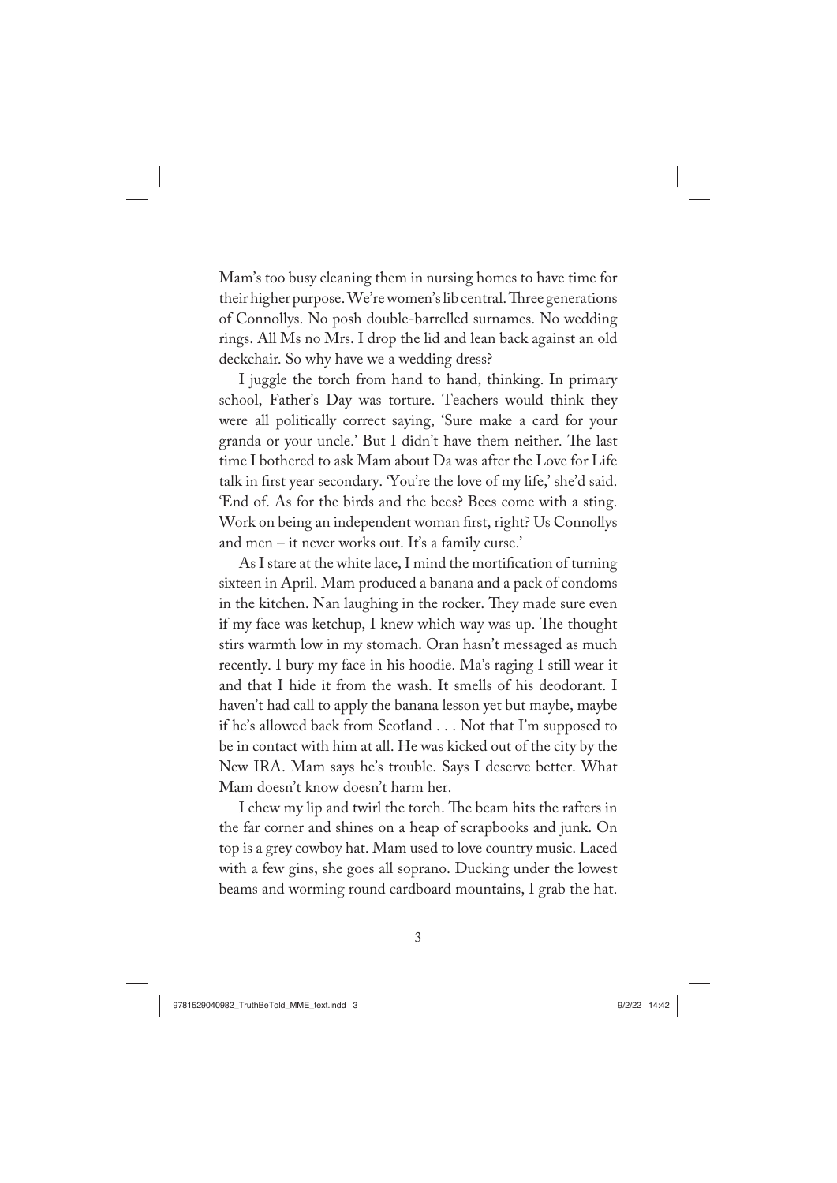Mam's too busy cleaning them in nursing homes to have time for their higher purpose. We're women's lib central. Three generations of Connollys. No posh double-barrelled surnames. No wedding rings. All Ms no Mrs. I drop the lid and lean back against an old deckchair. So why have we a wedding dress?

I juggle the torch from hand to hand, thinking. In primary school, Father's Day was torture. Teachers would think they were all politically correct saying, 'Sure make a card for your granda or your uncle.' But I didn't have them neither. The last time I bothered to ask Mam about Da was after the Love for Life talk in first year secondary. 'You're the love of my life,' she'd said. 'End of. As for the birds and the bees? Bees come with a sting. Work on being an independent woman first, right? Us Connollys and men – it never works out. It's a family curse.'

As I stare at the white lace, I mind the mortification of turning sixteen in April. Mam produced a banana and a pack of condoms in the kitchen. Nan laughing in the rocker. They made sure even if my face was ketchup, I knew which way was up. The thought stirs warmth low in my stomach. Oran hasn't messaged as much recently. I bury my face in his hoodie. Ma's raging I still wear it and that I hide it from the wash. It smells of his deodorant. I haven't had call to apply the banana lesson yet but maybe, maybe if he's allowed back from Scotland . . . Not that I'm supposed to be in contact with him at all. He was kicked out of the city by the New IRA. Mam says he's trouble. Says I deserve better. What Mam doesn't know doesn't harm her.

I chew my lip and twirl the torch. The beam hits the rafters in the far corner and shines on a heap of scrapbooks and junk. On top is a grey cowboy hat. Mam used to love country music. Laced with a few gins, she goes all soprano. Ducking under the lowest beams and worming round cardboard mountains, I grab the hat.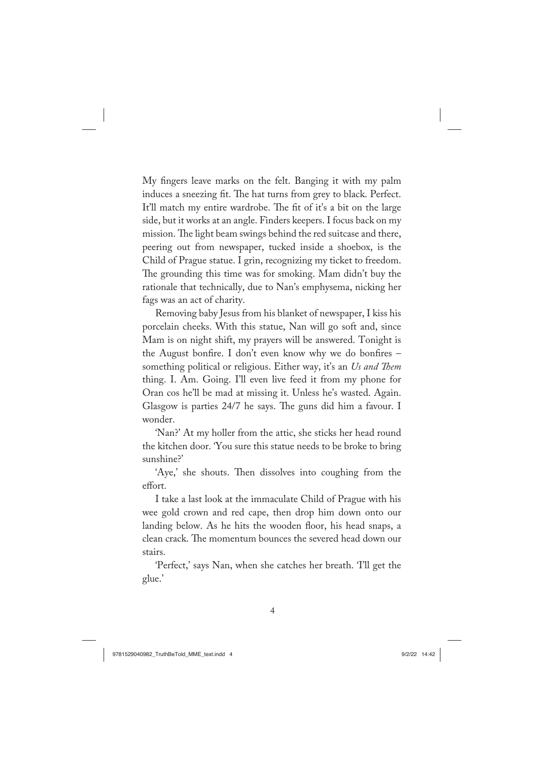My fingers leave marks on the felt. Banging it with my palm induces a sneezing fit. The hat turns from grey to black. Perfect. It'll match my entire wardrobe. The fit of it's a bit on the large side, but it works at an angle. Finders keepers. I focus back on my mission. The light beam swings behind the red suitcase and there, peering out from newspaper, tucked inside a shoebox, is the Child of Prague statue. I grin, recognizing my ticket to freedom. The grounding this time was for smoking. Mam didn't buy the rationale that technically, due to Nan's emphysema, nicking her fags was an act of charity.

Removing baby Jesus from his blanket of newspaper, I kiss his porcelain cheeks. With this statue, Nan will go soft and, since Mam is on night shift, my prayers will be answered. Tonight is the August bonfire. I don't even know why we do bonfires – something political or religious. Either way, it's an *Us and Them* thing. I. Am. Going. I'll even live feed it from my phone for Oran cos he'll be mad at missing it. Unless he's wasted. Again. Glasgow is parties 24/7 he says. The guns did him a favour. I wonder.

'Nan?' At my holler from the attic, she sticks her head round the kitchen door. 'You sure this statue needs to be broke to bring sunshine?'

'Aye,' she shouts. Then dissolves into coughing from the effort.

I take a last look at the immaculate Child of Prague with his wee gold crown and red cape, then drop him down onto our landing below. As he hits the wooden floor, his head snaps, a clean crack. The momentum bounces the severed head down our stairs.

'Perfect,' says Nan, when she catches her breath. 'I'll get the glue.'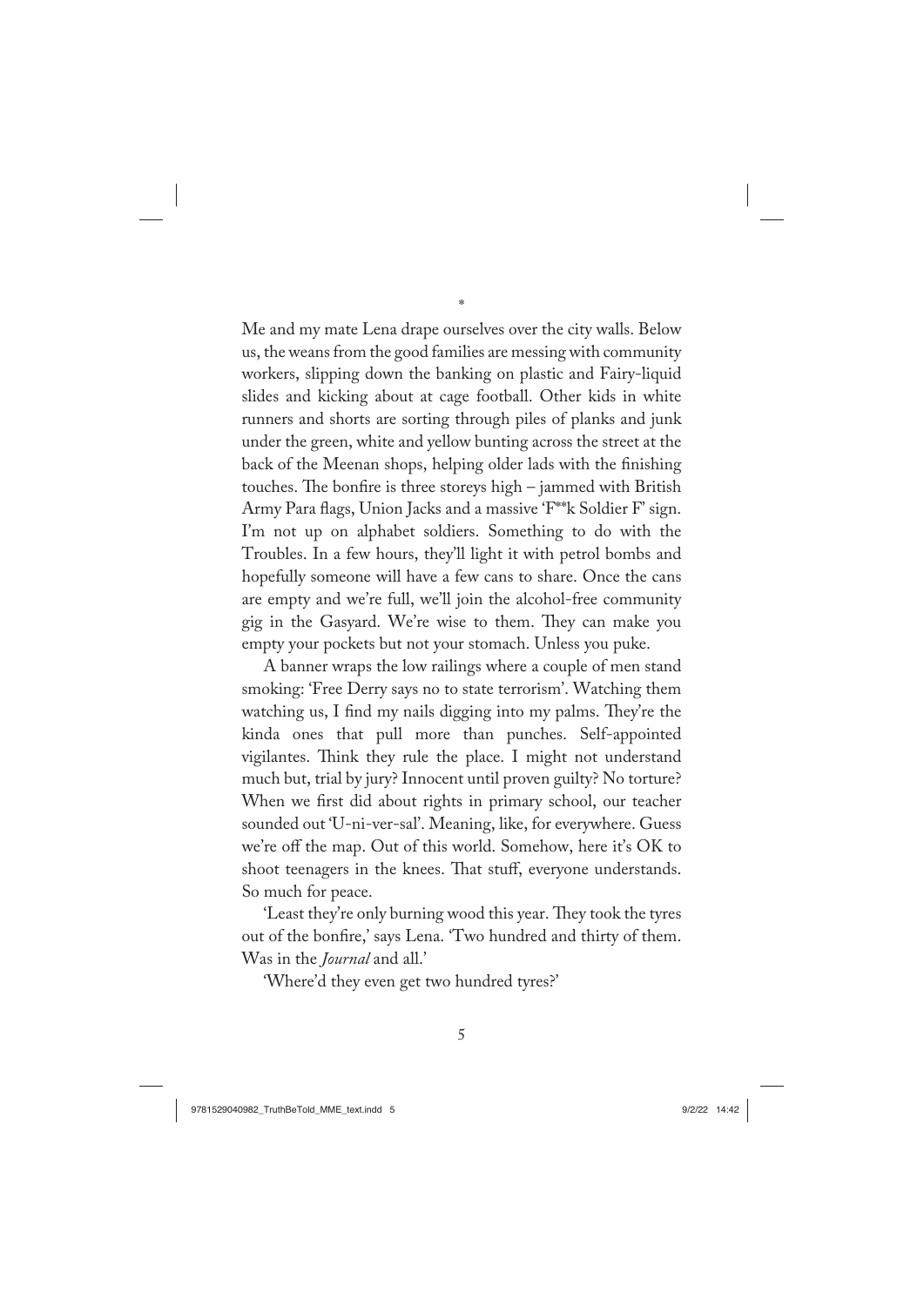*

Me and my mate Lena drape ourselves over the city walls. Below us, the weans from the good families are messing with community workers, slipping down the banking on plastic and Fairy-liquid slides and kicking about at cage football. Other kids in white runners and shorts are sorting through piles of planks and junk under the green, white and yellow bunting across the street at the back of the Meenan shops, helping older lads with the finishing touches. The bonfire is three storeys high – jammed with British Army Para flags, Union Jacks and a massive 'F**k Soldier F' sign. I'm not up on alphabet soldiers. Something to do with the Troubles. In a few hours, they'll light it with petrol bombs and hopefully someone will have a few cans to share. Once the cans are empty and we're full, we'll join the alcohol-free community gig in the Gasyard. We're wise to them. They can make you empty your pockets but not your stomach. Unless you puke.

A banner wraps the low railings where a couple of men stand smoking: 'Free Derry says no to state terrorism'. Watching them watching us, I find my nails digging into my palms. They're the kinda ones that pull more than punches. Self-appointed vigilantes. Think they rule the place. I might not understand much but, trial by jury? Innocent until proven guilty? No torture? When we first did about rights in primary school, our teacher sounded out 'U-ni-ver-sal'. Meaning, like, for everywhere. Guess we're off the map. Out of this world. Somehow, here it's OK to shoot teenagers in the knees. That stuff, everyone understands. So much for peace.

'Least they're only burning wood this year. They took the tyres out of the bonfire,' says Lena. 'Two hundred and thirty of them. Was in the *Journal* and all.'

'Where'd they even get two hundred tyres?'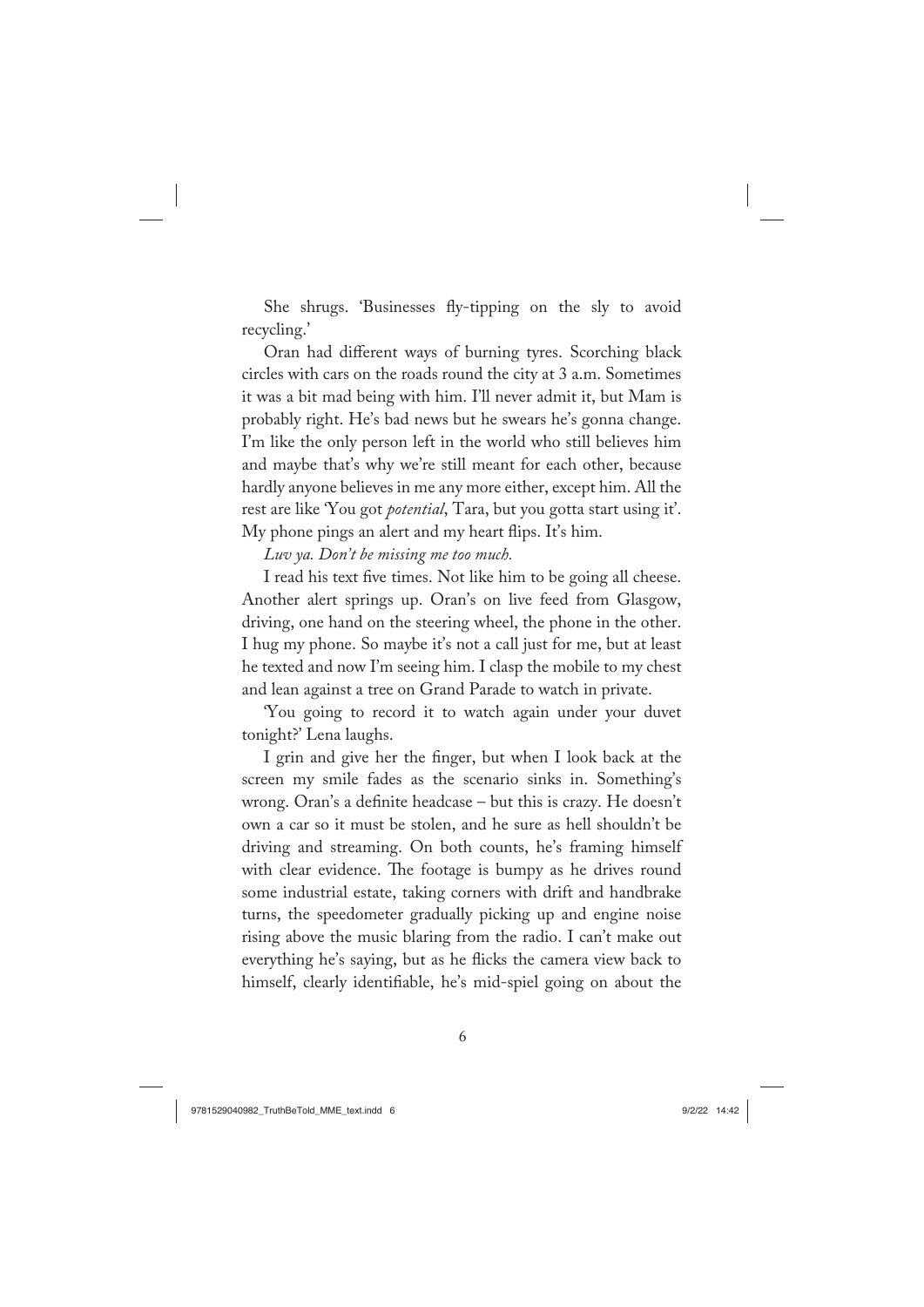She shrugs. 'Businesses fly-tipping on the sly to avoid recycling.'

Oran had different ways of burning tyres. Scorching black circles with cars on the roads round the city at 3 a.m. Sometimes it was a bit mad being with him. I'll never admit it, but Mam is probably right. He's bad news but he swears he's gonna change. I'm like the only person left in the world who still believes him and maybe that's why we're still meant for each other, because hardly anyone believes in me any more either, except him. All the rest are like 'You got *potential*, Tara, but you gotta start using it'. My phone pings an alert and my heart flips. It's him.

*Luv ya. Don't be missing me too much.*

I read his text five times. Not like him to be going all cheese. Another alert springs up. Oran's on live feed from Glasgow, driving, one hand on the steering wheel, the phone in the other. I hug my phone. So maybe it's not a call just for me, but at least he texted and now I'm seeing him. I clasp the mobile to my chest and lean against a tree on Grand Parade to watch in private.

'You going to record it to watch again under your duvet tonight?' Lena laughs.

I grin and give her the finger, but when I look back at the screen my smile fades as the scenario sinks in. Something's wrong. Oran's a definite headcase – but this is crazy. He doesn't own a car so it must be stolen, and he sure as hell shouldn't be driving and streaming. On both counts, he's framing himself with clear evidence. The footage is bumpy as he drives round some industrial estate, taking corners with drift and handbrake turns, the speedometer gradually picking up and engine noise rising above the music blaring from the radio. I can't make out everything he's saying, but as he flicks the camera view back to himself, clearly identifiable, he's mid-spiel going on about the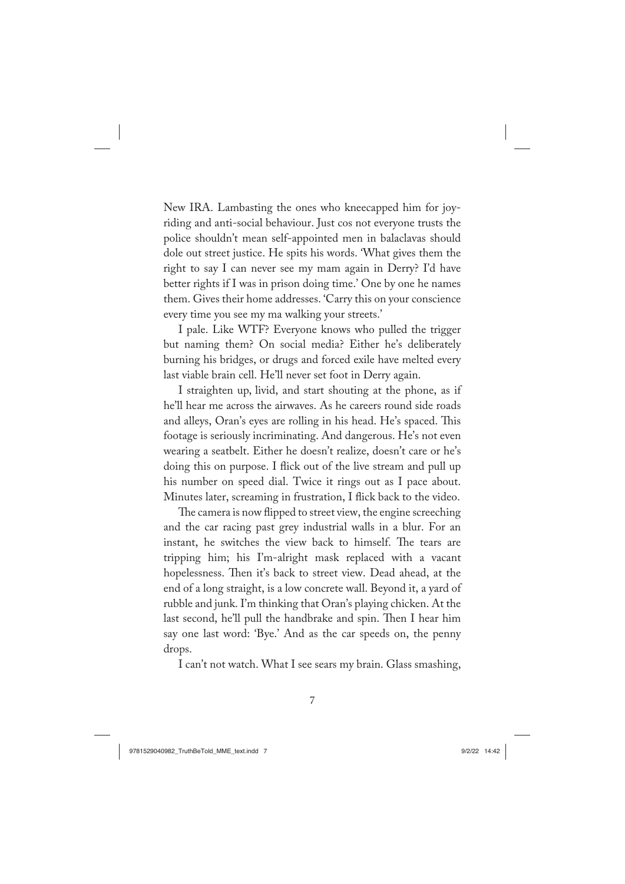New IRA. Lambasting the ones who kneecapped him for joy-riding and anti-social behaviour. Just cos not everyone trusts the police shouldn't mean self-appointed men in balaclavas should dole out street justice. He spits his words. 'What gives them the right to say I can never see my mam again in Derry? I'd have better rights if I was in prison doing time.' One by one he names them. Gives their home addresses. 'Carry this on your conscience every time you see my ma walking your streets.'

I pale. Like WTF? Everyone knows who pulled the trigger but naming them? On social media? Either he's deliberately burning his bridges, or drugs and forced exile have melted every last viable brain cell. He'll never set foot in Derry again.

I straighten up, livid, and start shouting at the phone, as if he'll hear me across the airwaves. As he careers round side roads and alleys, Oran's eyes are rolling in his head. He's spaced. This footage is seriously incriminating. And dangerous. He's not even wearing a seatbelt. Either he doesn't realize, doesn't care or he's doing this on purpose. I flick out of the live stream and pull up his number on speed dial. Twice it rings out as I pace about. Minutes later, screaming in frustration, I flick back to the video.

The camera is now flipped to street view, the engine screeching and the car racing past grey industrial walls in a blur. For an instant, he switches the view back to himself. The tears are tripping him; his I'm-alright mask replaced with a vacant hopelessness. Then it's back to street view. Dead ahead, at the end of a long straight, is a low concrete wall. Beyond it, a yard of rubble and junk. I'm thinking that Oran's playing chicken. At the last second, he'll pull the handbrake and spin. Then I hear him say one last word: 'Bye.' And as the car speeds on, the penny drops.

I can't not watch. What I see sears my brain. Glass smashing,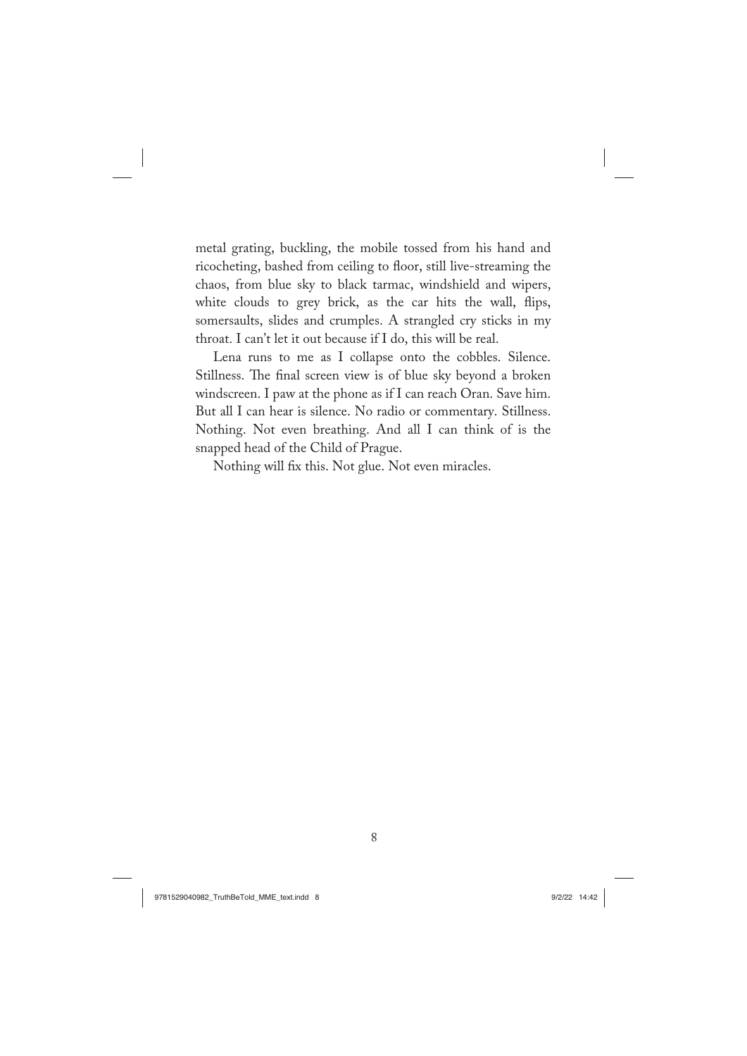metal grating, buckling, the mobile tossed from his hand and ricocheting, bashed from ceiling to floor, still live-streaming the chaos, from blue sky to black tarmac, windshield and wipers, white clouds to grey brick, as the car hits the wall, flips, somersaults, slides and crumples. A strangled cry sticks in my throat. I can't let it out because if I do, this will be real.

Lena runs to me as I collapse onto the cobbles. Silence. Stillness. The final screen view is of blue sky beyond a broken windscreen. I paw at the phone as if I can reach Oran. Save him. But all I can hear is silence. No radio or commentary. Stillness. Nothing. Not even breathing. And all I can think of is the snapped head of the Child of Prague.

Nothing will fix this. Not glue. Not even miracles.